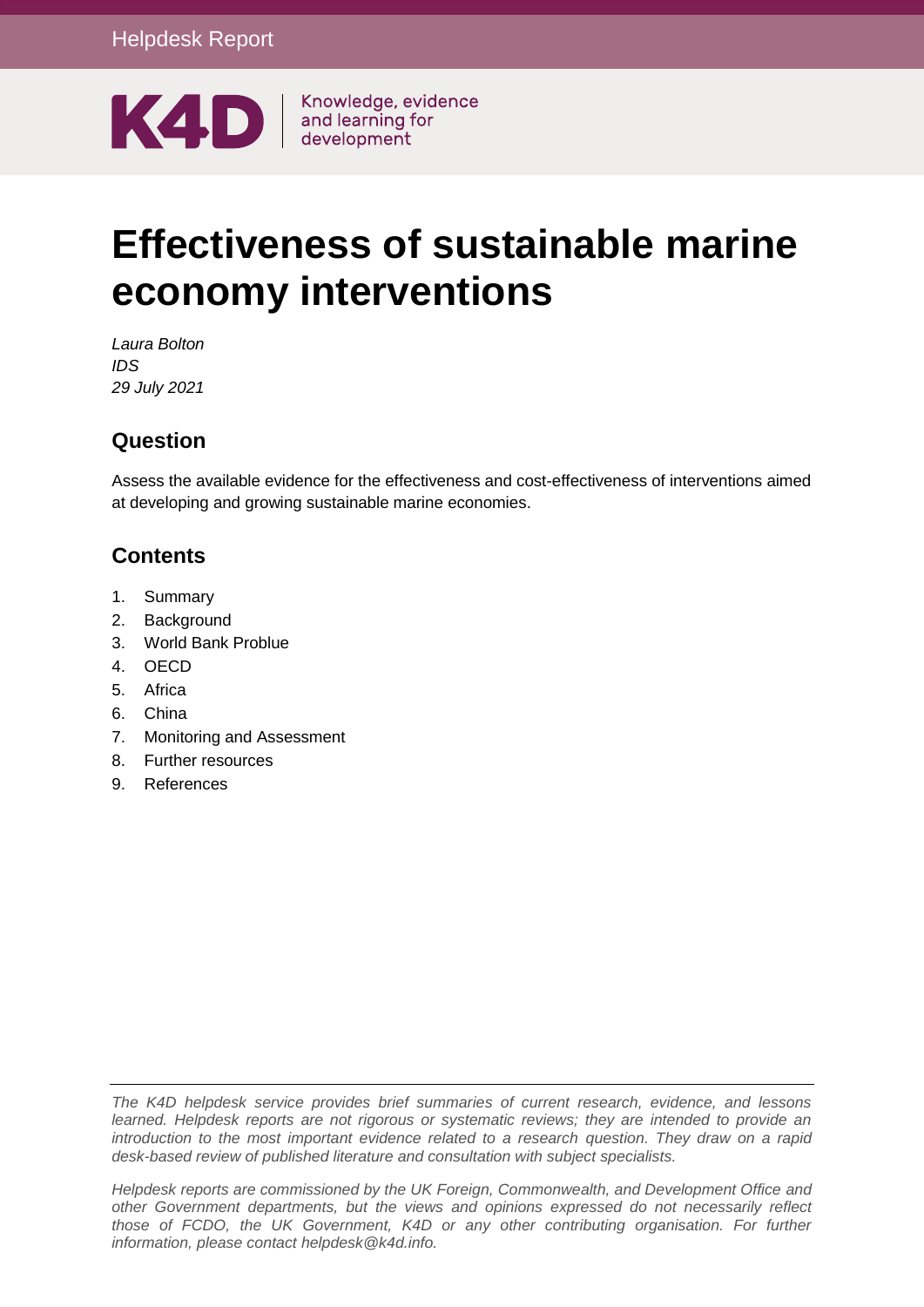Helpdesk Report

K4D Knowledge, evidence and learning for development

# Effectiveness of sustainable marine economy interventions

*Laura Bolton*
*IDS*
*29 July 2021*

## Question

Assess the available evidence for the effectiveness and cost-effectiveness of interventions aimed at developing and growing sustainable marine economies.

## Contents

1. Summary
2. Background
3. World Bank Problue
4. OECD
5. Africa
6. China
7. Monitoring and Assessment
8. Further resources
9. References

*The K4D helpdesk service provides brief summaries of current research, evidence, and lessons learned. Helpdesk reports are not rigorous or systematic reviews; they are intended to provide an introduction to the most important evidence related to a research question. They draw on a rapid desk-based review of published literature and consultation with subject specialists.*

*Helpdesk reports are commissioned by the UK Foreign, Commonwealth, and Development Office and other Government departments, but the views and opinions expressed do not necessarily reflect those of FCDO, the UK Government, K4D or any other contributing organisation. For further information, please contact helpdesk@k4d.info.*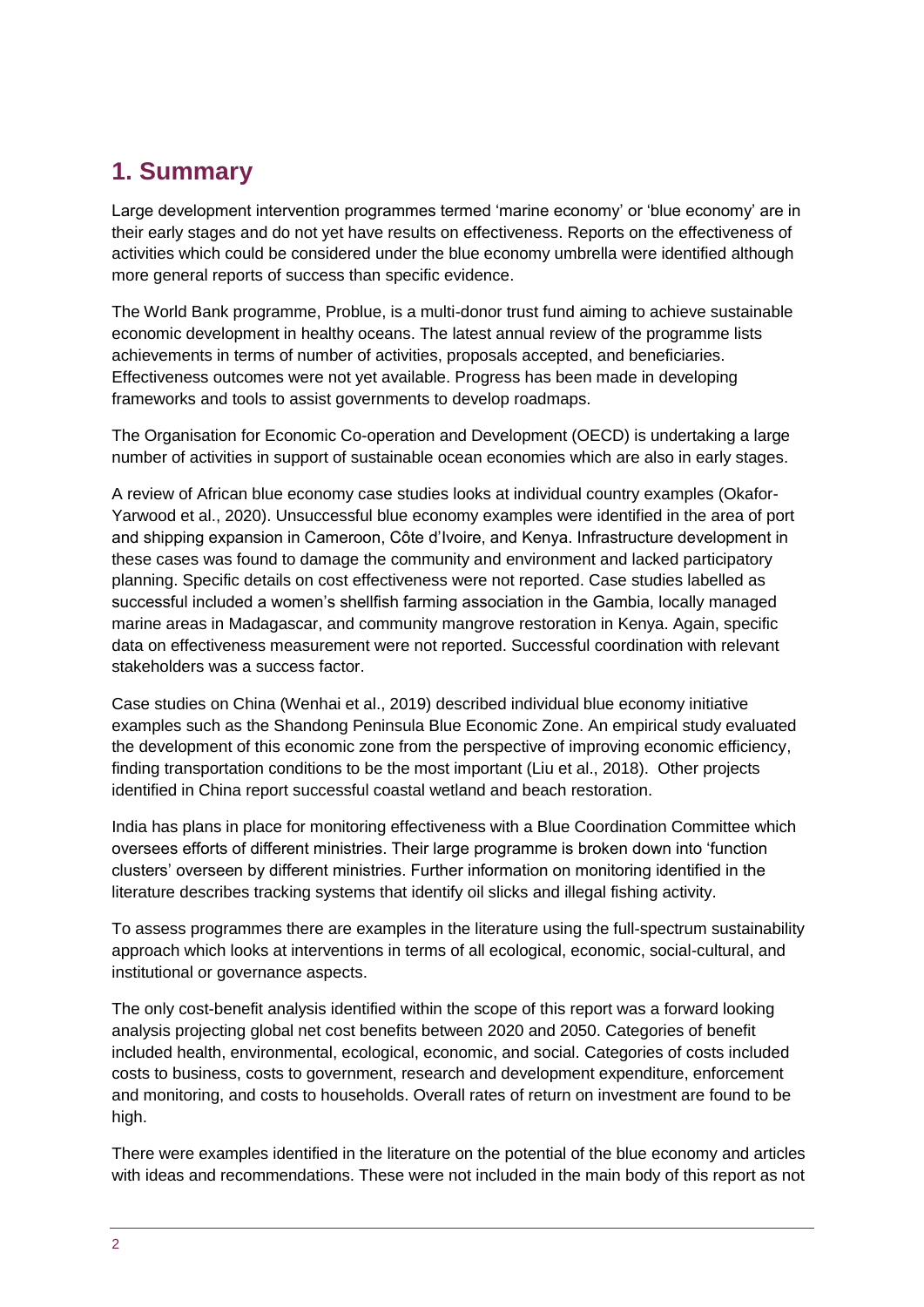# 1. Summary

Large development intervention programmes termed 'marine economy' or 'blue economy' are in their early stages and do not yet have results on effectiveness. Reports on the effectiveness of activities which could be considered under the blue economy umbrella were identified although more general reports of success than specific evidence.

The World Bank programme, Problue, is a multi-donor trust fund aiming to achieve sustainable economic development in healthy oceans. The latest annual review of the programme lists achievements in terms of number of activities, proposals accepted, and beneficiaries. Effectiveness outcomes were not yet available. Progress has been made in developing frameworks and tools to assist governments to develop roadmaps.

The Organisation for Economic Co-operation and Development (OECD) is undertaking a large number of activities in support of sustainable ocean economies which are also in early stages.

A review of African blue economy case studies looks at individual country examples (Okafor-Yarwood et al., 2020). Unsuccessful blue economy examples were identified in the area of port and shipping expansion in Cameroon, Côte d'Ivoire, and Kenya. Infrastructure development in these cases was found to damage the community and environment and lacked participatory planning. Specific details on cost effectiveness were not reported. Case studies labelled as successful included a women's shellfish farming association in the Gambia, locally managed marine areas in Madagascar, and community mangrove restoration in Kenya. Again, specific data on effectiveness measurement were not reported. Successful coordination with relevant stakeholders was a success factor.

Case studies on China (Wenhai et al., 2019) described individual blue economy initiative examples such as the Shandong Peninsula Blue Economic Zone. An empirical study evaluated the development of this economic zone from the perspective of improving economic efficiency, finding transportation conditions to be the most important (Liu et al., 2018). Other projects identified in China report successful coastal wetland and beach restoration.

India has plans in place for monitoring effectiveness with a Blue Coordination Committee which oversees efforts of different ministries. Their large programme is broken down into 'function clusters' overseen by different ministries. Further information on monitoring identified in the literature describes tracking systems that identify oil slicks and illegal fishing activity.

To assess programmes there are examples in the literature using the full-spectrum sustainability approach which looks at interventions in terms of all ecological, economic, social-cultural, and institutional or governance aspects.

The only cost-benefit analysis identified within the scope of this report was a forward looking analysis projecting global net cost benefits between 2020 and 2050. Categories of benefit included health, environmental, ecological, economic, and social. Categories of costs included costs to business, costs to government, research and development expenditure, enforcement and monitoring, and costs to households. Overall rates of return on investment are found to be high.

There were examples identified in the literature on the potential of the blue economy and articles with ideas and recommendations. These were not included in the main body of this report as not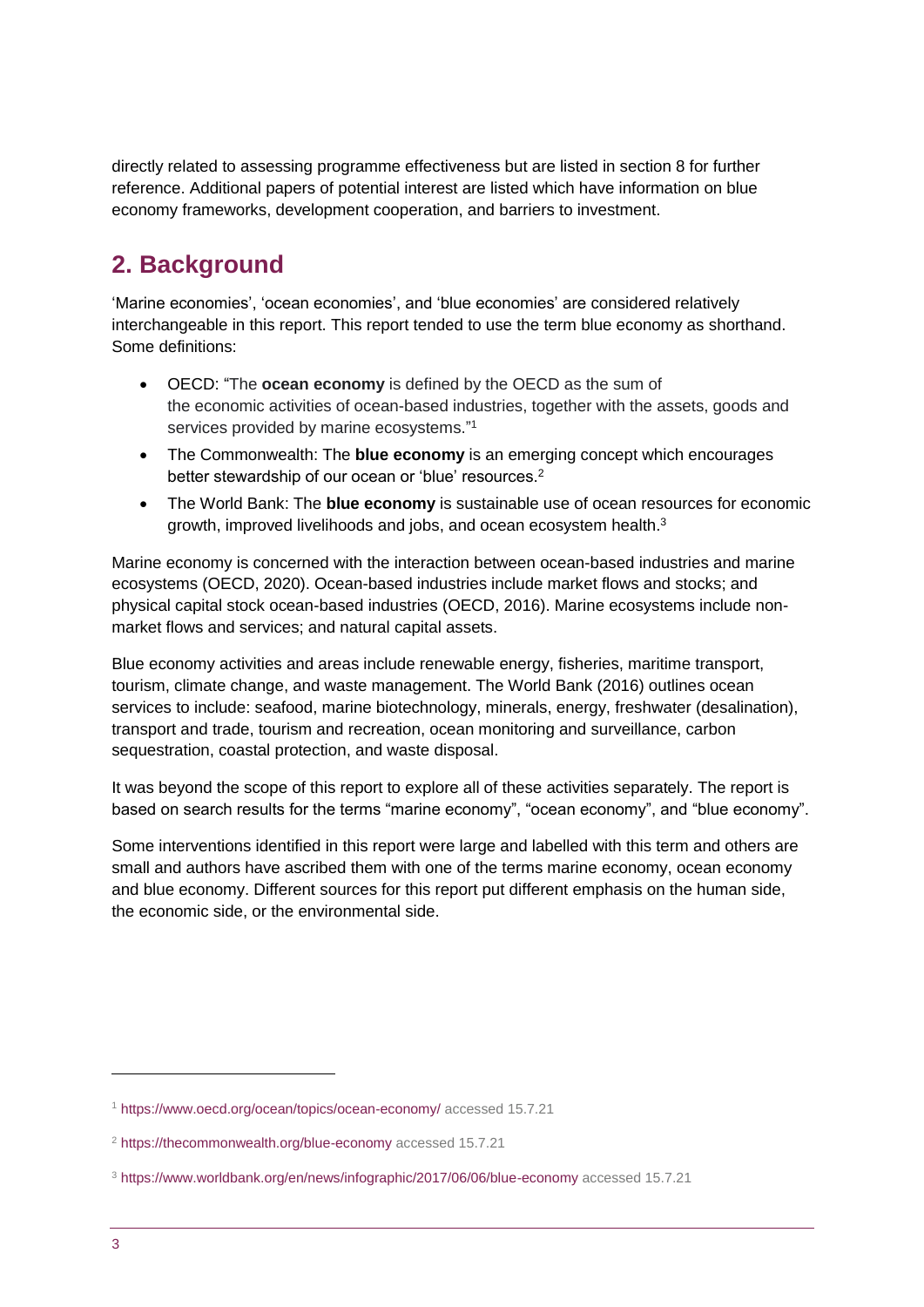directly related to assessing programme effectiveness but are listed in section 8 for further reference. Additional papers of potential interest are listed which have information on blue economy frameworks, development cooperation, and barriers to investment.

## 2. Background

'Marine economies', 'ocean economies', and 'blue economies' are considered relatively interchangeable in this report. This report tended to use the term blue economy as shorthand. Some definitions:

- OECD: "The **ocean economy** is defined by the OECD as the sum of the economic activities of ocean-based industries, together with the assets, goods and services provided by marine ecosystems."[1]
- The Commonwealth: The **blue economy** is an emerging concept which encourages better stewardship of our ocean or 'blue' resources.[2]
- The World Bank: The **blue economy** is sustainable use of ocean resources for economic growth, improved livelihoods and jobs, and ocean ecosystem health.[3]

Marine economy is concerned with the interaction between ocean-based industries and marine ecosystems (OECD, 2020). Ocean-based industries include market flows and stocks; and physical capital stock ocean-based industries (OECD, 2016). Marine ecosystems include non-market flows and services; and natural capital assets.

Blue economy activities and areas include renewable energy, fisheries, maritime transport, tourism, climate change, and waste management. The World Bank (2016) outlines ocean services to include: seafood, marine biotechnology, minerals, energy, freshwater (desalination), transport and trade, tourism and recreation, ocean monitoring and surveillance, carbon sequestration, coastal protection, and waste disposal.

It was beyond the scope of this report to explore all of these activities separately. The report is based on search results for the terms "marine economy", "ocean economy", and "blue economy".

Some interventions identified in this report were large and labelled with this term and others are small and authors have ascribed them with one of the terms marine economy, ocean economy and blue economy. Different sources for this report put different emphasis on the human side, the economic side, or the environmental side.

---

[1] https://www.oecd.org/ocean/topics/ocean-economy/ accessed 15.7.21

[2] https://thecommonwealth.org/blue-economy accessed 15.7.21

[3] https://www.worldbank.org/en/news/infographic/2017/06/06/blue-economy accessed 15.7.21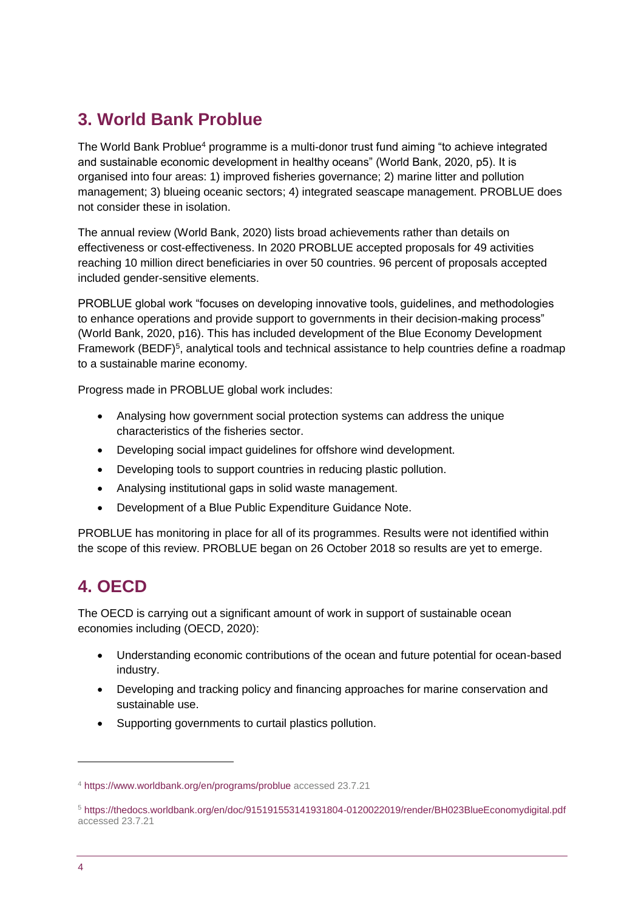## 3. World Bank Problue

The World Bank Problue[4] programme is a multi-donor trust fund aiming "to achieve integrated and sustainable economic development in healthy oceans" (World Bank, 2020, p5). It is organised into four areas: 1) improved fisheries governance; 2) marine litter and pollution management; 3) blueing oceanic sectors; 4) integrated seascape management. PROBLUE does not consider these in isolation.

The annual review (World Bank, 2020) lists broad achievements rather than details on effectiveness or cost-effectiveness. In 2020 PROBLUE accepted proposals for 49 activities reaching 10 million direct beneficiaries in over 50 countries. 96 percent of proposals accepted included gender-sensitive elements.

PROBLUE global work "focuses on developing innovative tools, guidelines, and methodologies to enhance operations and provide support to governments in their decision-making process" (World Bank, 2020, p16). This has included development of the Blue Economy Development Framework (BEDF)[5], analytical tools and technical assistance to help countries define a roadmap to a sustainable marine economy.

Progress made in PROBLUE global work includes:

- Analysing how government social protection systems can address the unique characteristics of the fisheries sector.
- Developing social impact guidelines for offshore wind development.
- Developing tools to support countries in reducing plastic pollution.
- Analysing institutional gaps in solid waste management.
- Development of a Blue Public Expenditure Guidance Note.

PROBLUE has monitoring in place for all of its programmes. Results were not identified within the scope of this review. PROBLUE began on 26 October 2018 so results are yet to emerge.

## 4. OECD

The OECD is carrying out a significant amount of work in support of sustainable ocean economies including (OECD, 2020):

- Understanding economic contributions of the ocean and future potential for ocean-based industry.
- Developing and tracking policy and financing approaches for marine conservation and sustainable use.
- Supporting governments to curtail plastics pollution.

---

[4] https://www.worldbank.org/en/programs/problue accessed 23.7.21

[5] https://thedocs.worldbank.org/en/doc/915191553141931804-0120022019/render/BH023BlueEconomydigital.pdf accessed 23.7.21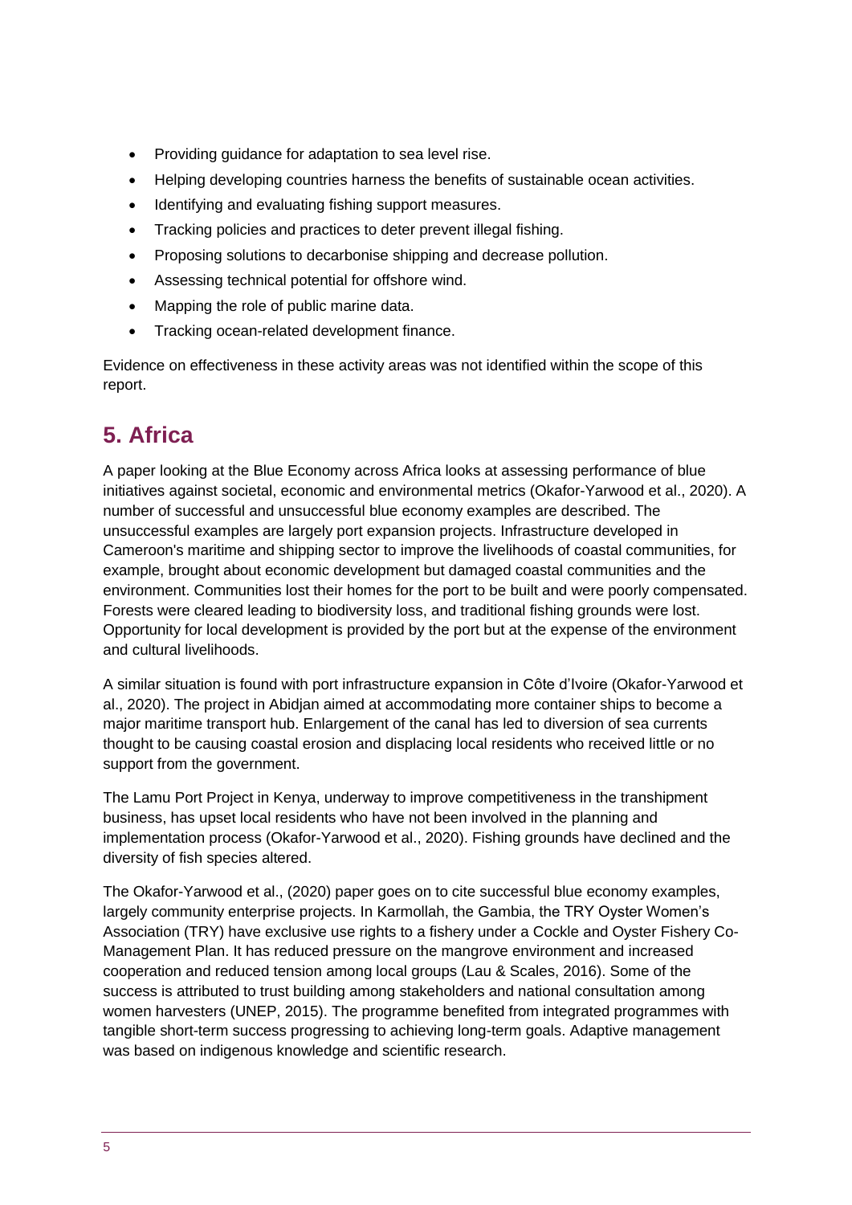- Providing guidance for adaptation to sea level rise.
- Helping developing countries harness the benefits of sustainable ocean activities.
- Identifying and evaluating fishing support measures.
- Tracking policies and practices to deter prevent illegal fishing.
- Proposing solutions to decarbonise shipping and decrease pollution.
- Assessing technical potential for offshore wind.
- Mapping the role of public marine data.
- Tracking ocean-related development finance.

Evidence on effectiveness in these activity areas was not identified within the scope of this report.

## 5. Africa

A paper looking at the Blue Economy across Africa looks at assessing performance of blue initiatives against societal, economic and environmental metrics (Okafor-Yarwood et al., 2020). A number of successful and unsuccessful blue economy examples are described. The unsuccessful examples are largely port expansion projects. Infrastructure developed in Cameroon's maritime and shipping sector to improve the livelihoods of coastal communities, for example, brought about economic development but damaged coastal communities and the environment. Communities lost their homes for the port to be built and were poorly compensated. Forests were cleared leading to biodiversity loss, and traditional fishing grounds were lost. Opportunity for local development is provided by the port but at the expense of the environment and cultural livelihoods.

A similar situation is found with port infrastructure expansion in Côte d'Ivoire (Okafor-Yarwood et al., 2020). The project in Abidjan aimed at accommodating more container ships to become a major maritime transport hub. Enlargement of the canal has led to diversion of sea currents thought to be causing coastal erosion and displacing local residents who received little or no support from the government.

The Lamu Port Project in Kenya, underway to improve competitiveness in the transhipment business, has upset local residents who have not been involved in the planning and implementation process (Okafor-Yarwood et al., 2020). Fishing grounds have declined and the diversity of fish species altered.

The Okafor-Yarwood et al., (2020) paper goes on to cite successful blue economy examples, largely community enterprise projects. In Karmollah, the Gambia, the TRY Oyster Women's Association (TRY) have exclusive use rights to a fishery under a Cockle and Oyster Fishery Co-Management Plan. It has reduced pressure on the mangrove environment and increased cooperation and reduced tension among local groups (Lau & Scales, 2016). Some of the success is attributed to trust building among stakeholders and national consultation among women harvesters (UNEP, 2015). The programme benefited from integrated programmes with tangible short-term success progressing to achieving long-term goals. Adaptive management was based on indigenous knowledge and scientific research.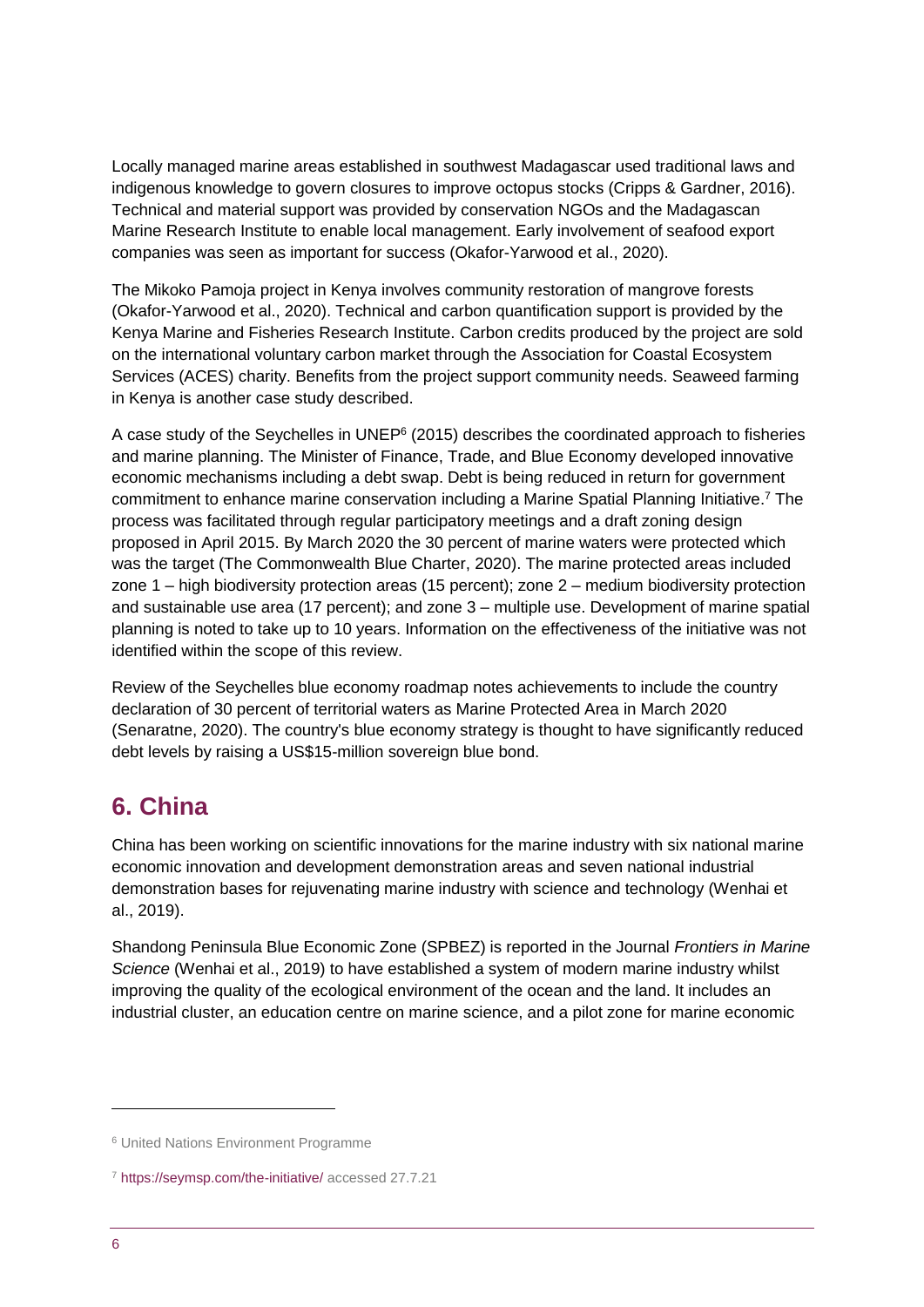Locally managed marine areas established in southwest Madagascar used traditional laws and indigenous knowledge to govern closures to improve octopus stocks (Cripps & Gardner, 2016). Technical and material support was provided by conservation NGOs and the Madagascan Marine Research Institute to enable local management. Early involvement of seafood export companies was seen as important for success (Okafor-Yarwood et al., 2020).

The Mikoko Pamoja project in Kenya involves community restoration of mangrove forests (Okafor-Yarwood et al., 2020). Technical and carbon quantification support is provided by the Kenya Marine and Fisheries Research Institute. Carbon credits produced by the project are sold on the international voluntary carbon market through the Association for Coastal Ecosystem Services (ACES) charity. Benefits from the project support community needs. Seaweed farming in Kenya is another case study described.

A case study of the Seychelles in UNEP[6] (2015) describes the coordinated approach to fisheries and marine planning. The Minister of Finance, Trade, and Blue Economy developed innovative economic mechanisms including a debt swap. Debt is being reduced in return for government commitment to enhance marine conservation including a Marine Spatial Planning Initiative.[7] The process was facilitated through regular participatory meetings and a draft zoning design proposed in April 2015. By March 2020 the 30 percent of marine waters were protected which was the target (The Commonwealth Blue Charter, 2020). The marine protected areas included zone 1 – high biodiversity protection areas (15 percent); zone 2 – medium biodiversity protection and sustainable use area (17 percent); and zone 3 – multiple use. Development of marine spatial planning is noted to take up to 10 years. Information on the effectiveness of the initiative was not identified within the scope of this review.

Review of the Seychelles blue economy roadmap notes achievements to include the country declaration of 30 percent of territorial waters as Marine Protected Area in March 2020 (Senaratne, 2020). The country's blue economy strategy is thought to have significantly reduced debt levels by raising a US$15-million sovereign blue bond.

## 6. China

China has been working on scientific innovations for the marine industry with six national marine economic innovation and development demonstration areas and seven national industrial demonstration bases for rejuvenating marine industry with science and technology (Wenhai et al., 2019).

Shandong Peninsula Blue Economic Zone (SPBEZ) is reported in the Journal *Frontiers in Marine Science* (Wenhai et al., 2019) to have established a system of modern marine industry whilst improving the quality of the ecological environment of the ocean and the land. It includes an industrial cluster, an education centre on marine science, and a pilot zone for marine economic

---

[6] United Nations Environment Programme

[7] https://seymsp.com/the-initiative/ accessed 27.7.21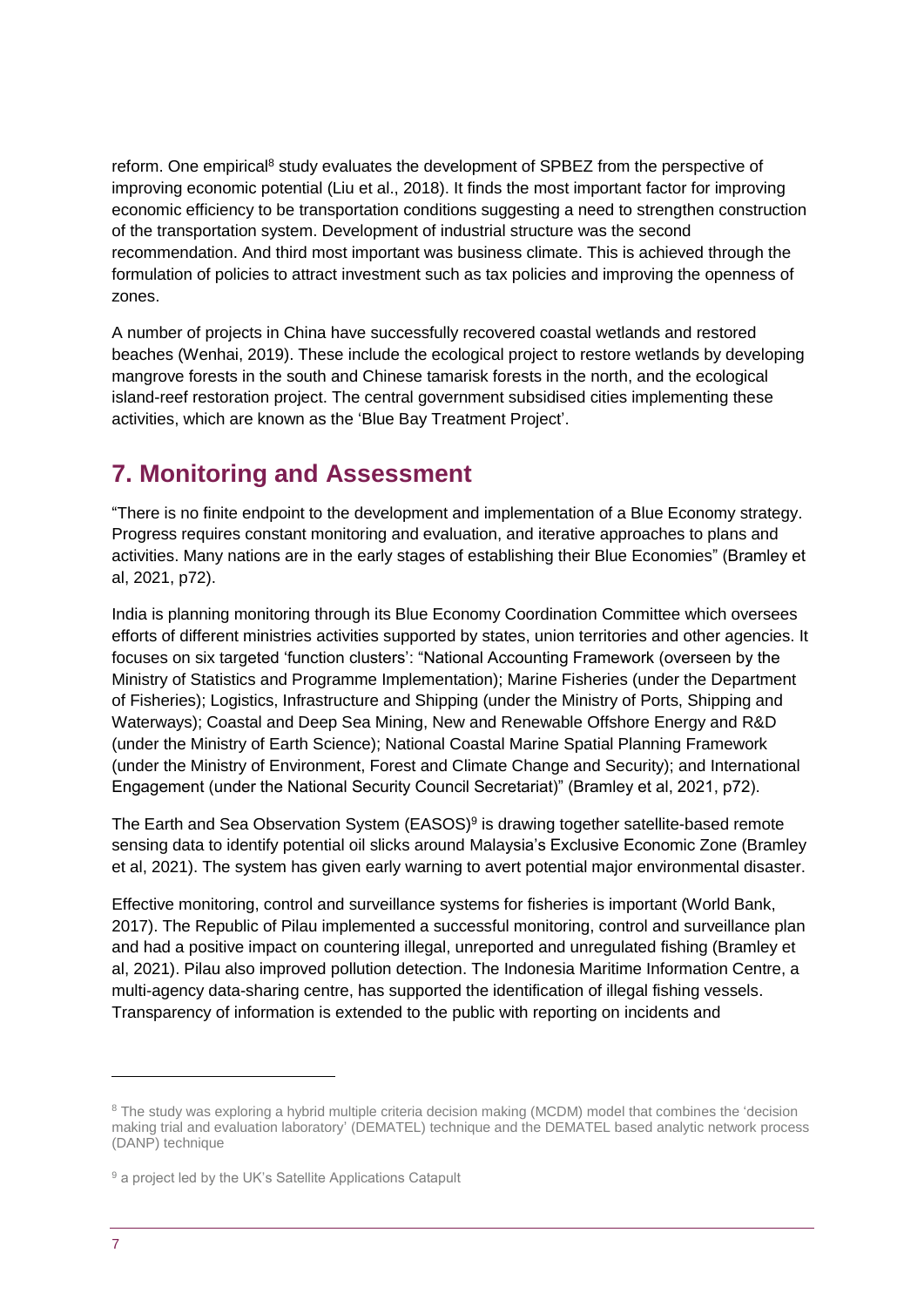reform. One empirical[8] study evaluates the development of SPBEZ from the perspective of improving economic potential (Liu et al., 2018). It finds the most important factor for improving economic efficiency to be transportation conditions suggesting a need to strengthen construction of the transportation system. Development of industrial structure was the second recommendation. And third most important was business climate. This is achieved through the formulation of policies to attract investment such as tax policies and improving the openness of zones.

A number of projects in China have successfully recovered coastal wetlands and restored beaches (Wenhai, 2019). These include the ecological project to restore wetlands by developing mangrove forests in the south and Chinese tamarisk forests in the north, and the ecological island-reef restoration project. The central government subsidised cities implementing these activities, which are known as the 'Blue Bay Treatment Project'.

## 7. Monitoring and Assessment

"There is no finite endpoint to the development and implementation of a Blue Economy strategy. Progress requires constant monitoring and evaluation, and iterative approaches to plans and activities. Many nations are in the early stages of establishing their Blue Economies" (Bramley et al, 2021, p72).

India is planning monitoring through its Blue Economy Coordination Committee which oversees efforts of different ministries activities supported by states, union territories and other agencies. It focuses on six targeted 'function clusters': "National Accounting Framework (overseen by the Ministry of Statistics and Programme Implementation); Marine Fisheries (under the Department of Fisheries); Logistics, Infrastructure and Shipping (under the Ministry of Ports, Shipping and Waterways); Coastal and Deep Sea Mining, New and Renewable Offshore Energy and R&D (under the Ministry of Earth Science); National Coastal Marine Spatial Planning Framework (under the Ministry of Environment, Forest and Climate Change and Security); and International Engagement (under the National Security Council Secretariat)" (Bramley et al, 2021, p72).

The Earth and Sea Observation System (EASOS)[9] is drawing together satellite-based remote sensing data to identify potential oil slicks around Malaysia's Exclusive Economic Zone (Bramley et al, 2021). The system has given early warning to avert potential major environmental disaster.

Effective monitoring, control and surveillance systems for fisheries is important (World Bank, 2017). The Republic of Pilau implemented a successful monitoring, control and surveillance plan and had a positive impact on countering illegal, unreported and unregulated fishing (Bramley et al, 2021). Pilau also improved pollution detection. The Indonesia Maritime Information Centre, a multi-agency data-sharing centre, has supported the identification of illegal fishing vessels. Transparency of information is extended to the public with reporting on incidents and

---

[8] The study was exploring a hybrid multiple criteria decision making (MCDM) model that combines the 'decision making trial and evaluation laboratory' (DEMATEL) technique and the DEMATEL based analytic network process (DANP) technique

[9] a project led by the UK's Satellite Applications Catapult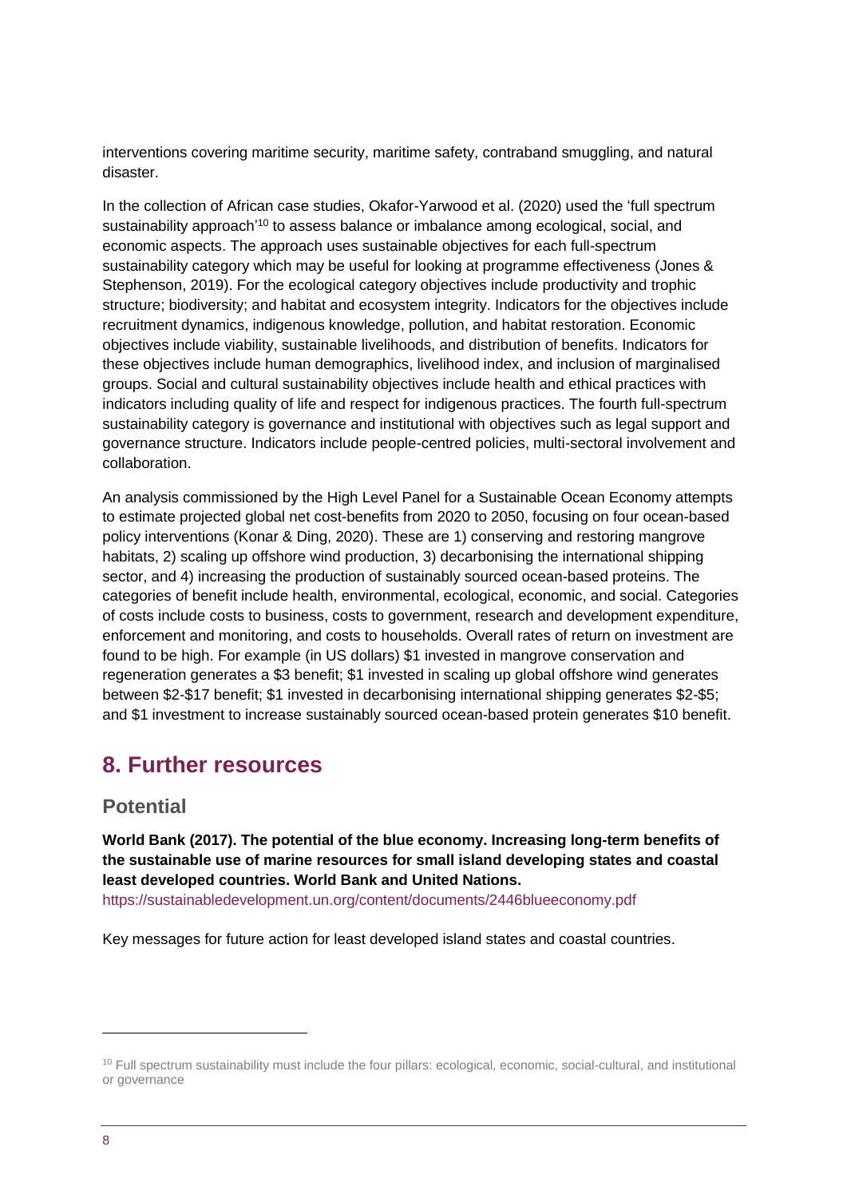interventions covering maritime security, maritime safety, contraband smuggling, and natural disaster.

In the collection of African case studies, Okafor-Yarwood et al. (2020) used the 'full spectrum sustainability approach'[10] to assess balance or imbalance among ecological, social, and economic aspects. The approach uses sustainable objectives for each full-spectrum sustainability category which may be useful for looking at programme effectiveness (Jones & Stephenson, 2019). For the ecological category objectives include productivity and trophic structure; biodiversity; and habitat and ecosystem integrity. Indicators for the objectives include recruitment dynamics, indigenous knowledge, pollution, and habitat restoration. Economic objectives include viability, sustainable livelihoods, and distribution of benefits. Indicators for these objectives include human demographics, livelihood index, and inclusion of marginalised groups. Social and cultural sustainability objectives include health and ethical practices with indicators including quality of life and respect for indigenous practices. The fourth full-spectrum sustainability category is governance and institutional with objectives such as legal support and governance structure. Indicators include people-centred policies, multi-sectoral involvement and collaboration.

An analysis commissioned by the High Level Panel for a Sustainable Ocean Economy attempts to estimate projected global net cost-benefits from 2020 to 2050, focusing on four ocean-based policy interventions (Konar & Ding, 2020). These are 1) conserving and restoring mangrove habitats, 2) scaling up offshore wind production, 3) decarbonising the international shipping sector, and 4) increasing the production of sustainably sourced ocean-based proteins. The categories of benefit include health, environmental, ecological, economic, and social. Categories of costs include costs to business, costs to government, research and development expenditure, enforcement and monitoring, and costs to households. Overall rates of return on investment are found to be high. For example (in US dollars) $1 invested in mangrove conservation and regeneration generates a $3 benefit; $1 invested in scaling up global offshore wind generates between $2-$17 benefit; $1 invested in decarbonising international shipping generates $2-$5; and $1 investment to increase sustainably sourced ocean-based protein generates $10 benefit.

## 8. Further resources

### Potential

**World Bank (2017). The potential of the blue economy. Increasing long-term benefits of the sustainable use of marine resources for small island developing states and coastal least developed countries. World Bank and United Nations.**
https://sustainabledevelopment.un.org/content/documents/2446blueeconomy.pdf

Key messages for future action for least developed island states and coastal countries.

[10] Full spectrum sustainability must include the four pillars: ecological, economic, social-cultural, and institutional or governance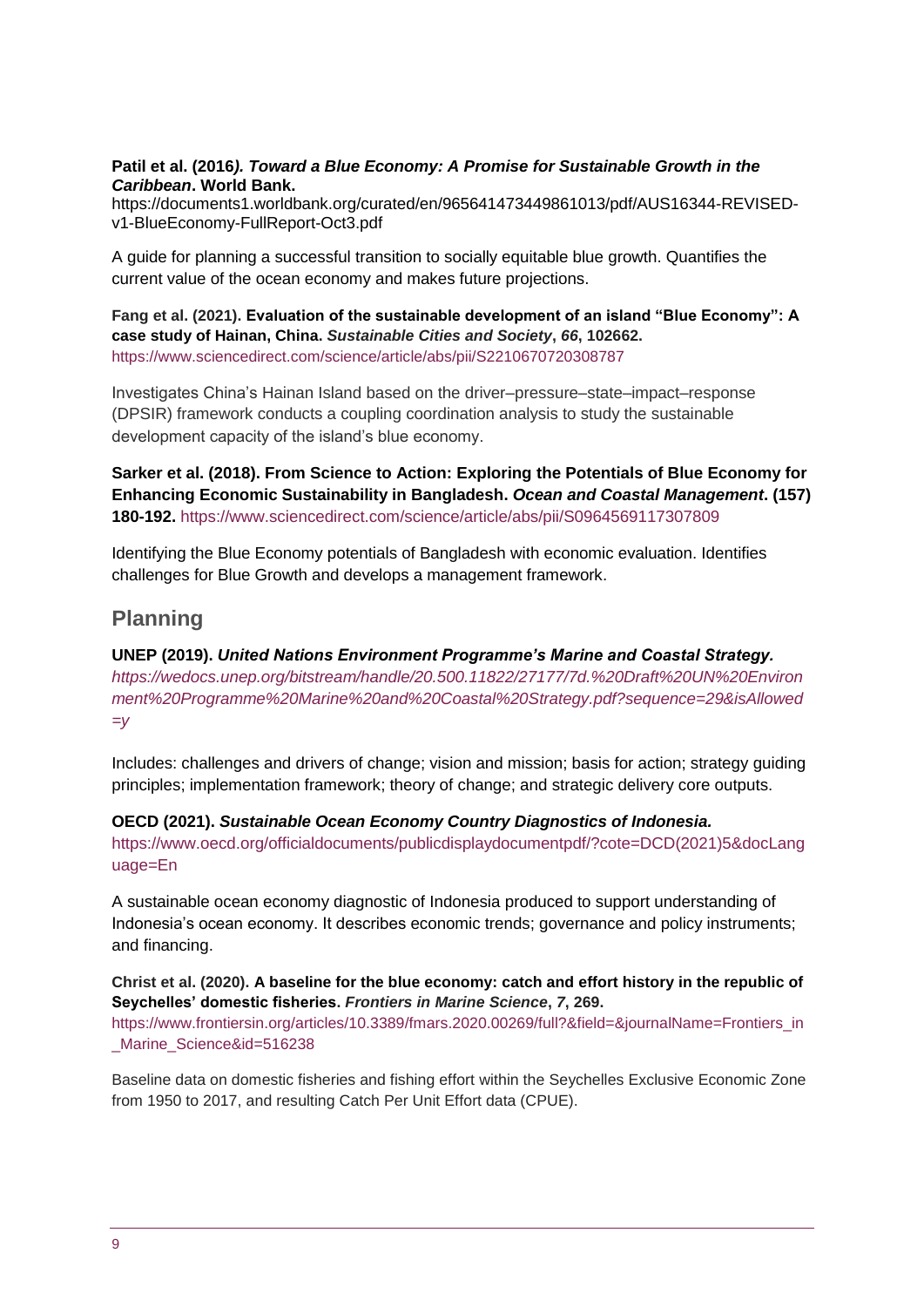**Patil et al. (2016*). Toward a Blue Economy: A Promise for Sustainable Growth in the Caribbean*. World Bank.**
https://documents1.worldbank.org/curated/en/965641473449861013/pdf/AUS16344-REVISED-v1-BlueEconomy-FullReport-Oct3.pdf

A guide for planning a successful transition to socially equitable blue growth. Quantifies the current value of the ocean economy and makes future projections.

**Fang et al. (2021). Evaluation of the sustainable development of an island "Blue Economy": A case study of Hainan, China. *Sustainable Cities and Society*, *66*, 102662.**
https://www.sciencedirect.com/science/article/abs/pii/S2210670720308787

Investigates China's Hainan Island based on the driver–pressure–state–impact–response (DPSIR) framework conducts a coupling coordination analysis to study the sustainable development capacity of the island's blue economy.

**Sarker et al. (2018). From Science to Action: Exploring the Potentials of Blue Economy for Enhancing Economic Sustainability in Bangladesh. *Ocean and Coastal Management*. (157) 180-192.** https://www.sciencedirect.com/science/article/abs/pii/S0964569117307809

Identifying the Blue Economy potentials of Bangladesh with economic evaluation. Identifies challenges for Blue Growth and develops a management framework.

## Planning

**UNEP (2019). *United Nations Environment Programme's Marine and Coastal Strategy.***
*https://wedocs.unep.org/bitstream/handle/20.500.11822/27177/7d.%20Draft%20UN%20Environment%20Programme%20Marine%20and%20Coastal%20Strategy.pdf?sequence=29&isAllowed=y*

Includes: challenges and drivers of change; vision and mission; basis for action; strategy guiding principles; implementation framework; theory of change; and strategic delivery core outputs.

**OECD (2021). *Sustainable Ocean Economy Country Diagnostics of Indonesia.***
https://www.oecd.org/officialdocuments/publicdisplaydocumentpdf/?cote=DCD(2021)5&docLanguage=En

A sustainable ocean economy diagnostic of Indonesia produced to support understanding of Indonesia's ocean economy. It describes economic trends; governance and policy instruments; and financing.

**Christ et al. (2020). A baseline for the blue economy: catch and effort history in the republic of Seychelles' domestic fisheries. *Frontiers in Marine Science*, *7*, 269.**
https://www.frontiersin.org/articles/10.3389/fmars.2020.00269/full?&field=&journalName=Frontiers_in_Marine_Science&id=516238

Baseline data on domestic fisheries and fishing effort within the Seychelles Exclusive Economic Zone from 1950 to 2017, and resulting Catch Per Unit Effort data (CPUE).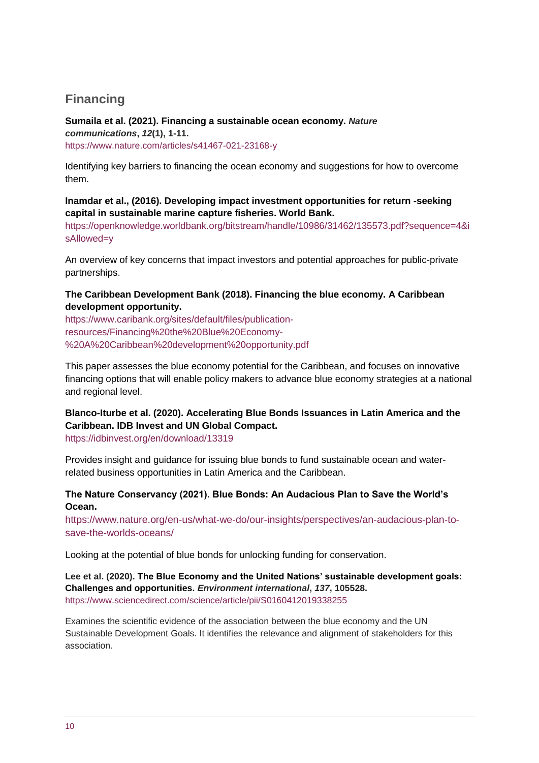## Financing

**Sumaila et al. (2021). Financing a sustainable ocean economy.** ***Nature communications*****,** ***12*****(1), 1-11.**
https://www.nature.com/articles/s41467-021-23168-y

Identifying key barriers to financing the ocean economy and suggestions for how to overcome them.

**Inamdar et al., (2016). Developing impact investment opportunities for return -seeking capital in sustainable marine capture fisheries. World Bank.**
https://openknowledge.worldbank.org/bitstream/handle/10986/31462/135573.pdf?sequence=4&isAllowed=y

An overview of key concerns that impact investors and potential approaches for public-private partnerships.

**The Caribbean Development Bank (2018). Financing the blue economy. A Caribbean development opportunity.**
https://www.caribank.org/sites/default/files/publication-resources/Financing%20the%20Blue%20Economy-%20A%20Caribbean%20development%20opportunity.pdf

This paper assesses the blue economy potential for the Caribbean, and focuses on innovative financing options that will enable policy makers to advance blue economy strategies at a national and regional level.

**Blanco-Iturbe et al. (2020). Accelerating Blue Bonds Issuances in Latin America and the Caribbean. IDB Invest and UN Global Compact.**
https://idbinvest.org/en/download/13319

Provides insight and guidance for issuing blue bonds to fund sustainable ocean and water-related business opportunities in Latin America and the Caribbean.

**The Nature Conservancy (2021). Blue Bonds: An Audacious Plan to Save the World's Ocean.**
https://www.nature.org/en-us/what-we-do/our-insights/perspectives/an-audacious-plan-to-save-the-worlds-oceans/

Looking at the potential of blue bonds for unlocking funding for conservation.

**Lee et al. (2020). The Blue Economy and the United Nations' sustainable development goals: Challenges and opportunities.** ***Environment international*****,** ***137*****, 105528.**
https://www.sciencedirect.com/science/article/pii/S0160412019338255

Examines the scientific evidence of the association between the blue economy and the UN Sustainable Development Goals. It identifies the relevance and alignment of stakeholders for this association.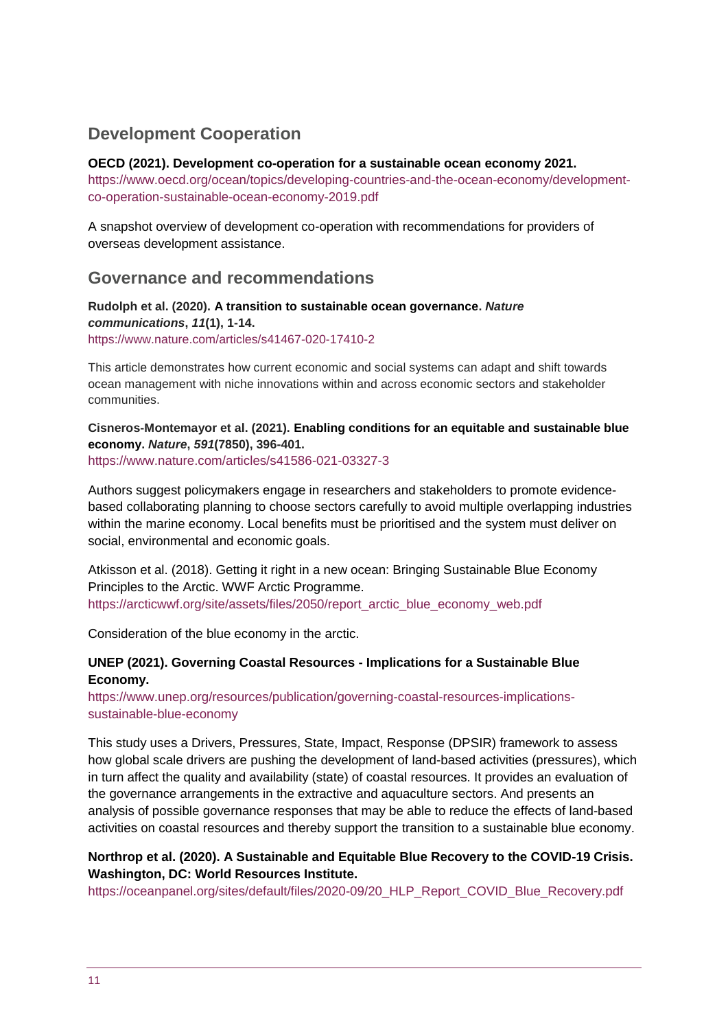## Development Cooperation

**OECD (2021). Development co-operation for a sustainable ocean economy 2021.**
https://www.oecd.org/ocean/topics/developing-countries-and-the-ocean-economy/development-co-operation-sustainable-ocean-economy-2019.pdf

A snapshot overview of development co-operation with recommendations for providers of overseas development assistance.

## Governance and recommendations

**Rudolph et al. (2020). A transition to sustainable ocean governance. *Nature communications*, *11*(1), 1-14.**
https://www.nature.com/articles/s41467-020-17410-2

This article demonstrates how current economic and social systems can adapt and shift towards ocean management with niche innovations within and across economic sectors and stakeholder communities.

**Cisneros-Montemayor et al. (2021). Enabling conditions for an equitable and sustainable blue economy. *Nature*, *591*(7850), 396-401.**
https://www.nature.com/articles/s41586-021-03327-3

Authors suggest policymakers engage in researchers and stakeholders to promote evidence-based collaborating planning to choose sectors carefully to avoid multiple overlapping industries within the marine economy. Local benefits must be prioritised and the system must deliver on social, environmental and economic goals.

Atkisson et al. (2018). Getting it right in a new ocean: Bringing Sustainable Blue Economy Principles to the Arctic. WWF Arctic Programme.
https://arcticwwf.org/site/assets/files/2050/report_arctic_blue_economy_web.pdf

Consideration of the blue economy in the arctic.

**UNEP (2021). Governing Coastal Resources - Implications for a Sustainable Blue Economy.**
https://www.unep.org/resources/publication/governing-coastal-resources-implications-sustainable-blue-economy

This study uses a Drivers, Pressures, State, Impact, Response (DPSIR) framework to assess how global scale drivers are pushing the development of land-based activities (pressures), which in turn affect the quality and availability (state) of coastal resources. It provides an evaluation of the governance arrangements in the extractive and aquaculture sectors. And presents an analysis of possible governance responses that may be able to reduce the effects of land-based activities on coastal resources and thereby support the transition to a sustainable blue economy.

**Northrop et al. (2020). A Sustainable and Equitable Blue Recovery to the COVID-19 Crisis. Washington, DC: World Resources Institute.**
https://oceanpanel.org/sites/default/files/2020-09/20_HLP_Report_COVID_Blue_Recovery.pdf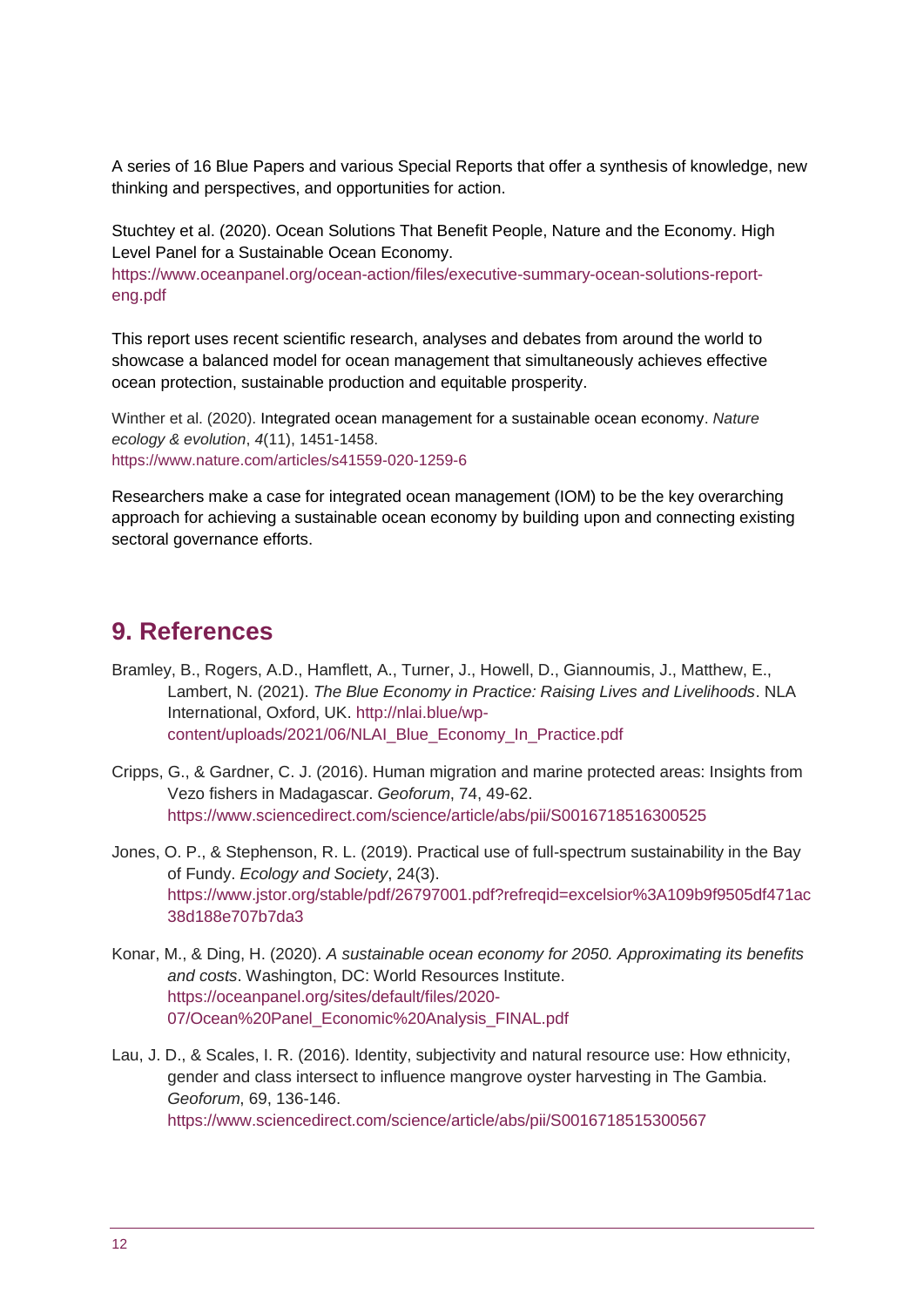A series of 16 Blue Papers and various Special Reports that offer a synthesis of knowledge, new thinking and perspectives, and opportunities for action.

Stuchtey et al. (2020). Ocean Solutions That Benefit People, Nature and the Economy. High Level Panel for a Sustainable Ocean Economy. https://www.oceanpanel.org/ocean-action/files/executive-summary-ocean-solutions-report-eng.pdf

This report uses recent scientific research, analyses and debates from around the world to showcase a balanced model for ocean management that simultaneously achieves effective ocean protection, sustainable production and equitable prosperity.

Winther et al. (2020). Integrated ocean management for a sustainable ocean economy. *Nature ecology & evolution*, *4*(11), 1451-1458. https://www.nature.com/articles/s41559-020-1259-6

Researchers make a case for integrated ocean management (IOM) to be the key overarching approach for achieving a sustainable ocean economy by building upon and connecting existing sectoral governance efforts.

## 9. References

Bramley, B., Rogers, A.D., Hamflett, A., Turner, J., Howell, D., Giannoumis, J., Matthew, E., Lambert, N. (2021). *The Blue Economy in Practice: Raising Lives and Livelihoods*. NLA International, Oxford, UK. http://nlai.blue/wp-content/uploads/2021/06/NLAI_Blue_Economy_In_Practice.pdf

Cripps, G., & Gardner, C. J. (2016). Human migration and marine protected areas: Insights from Vezo fishers in Madagascar. *Geoforum*, 74, 49-62. https://www.sciencedirect.com/science/article/abs/pii/S0016718516300525

Jones, O. P., & Stephenson, R. L. (2019). Practical use of full-spectrum sustainability in the Bay of Fundy. *Ecology and Society*, 24(3). https://www.jstor.org/stable/pdf/26797001.pdf?refreqid=excelsior%3A109b9f9505df471ac38d188e707b7da3

Konar, M., & Ding, H. (2020). *A sustainable ocean economy for 2050. Approximating its benefits and costs*. Washington, DC: World Resources Institute. https://oceanpanel.org/sites/default/files/2020-07/Ocean%20Panel_Economic%20Analysis_FINAL.pdf

Lau, J. D., & Scales, I. R. (2016). Identity, subjectivity and natural resource use: How ethnicity, gender and class intersect to influence mangrove oyster harvesting in The Gambia. *Geoforum*, 69, 136-146. https://www.sciencedirect.com/science/article/abs/pii/S0016718515300567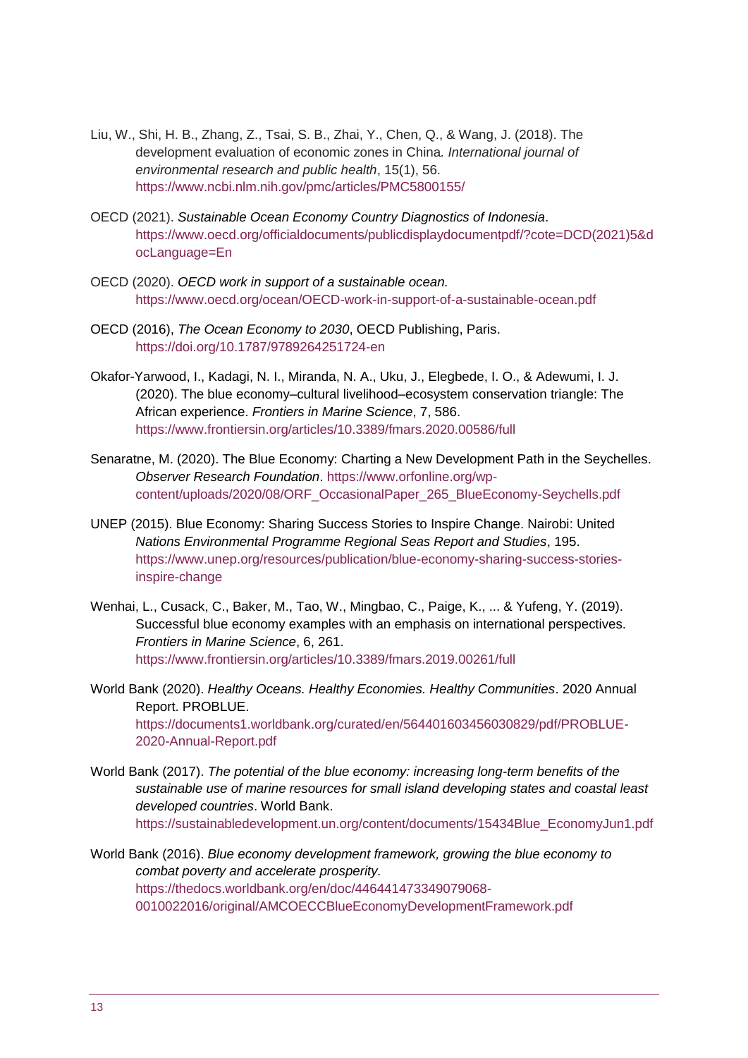Liu, W., Shi, H. B., Zhang, Z., Tsai, S. B., Zhai, Y., Chen, Q., & Wang, J. (2018). The development evaluation of economic zones in China*. International journal of environmental research and public health*, 15(1), 56. https://www.ncbi.nlm.nih.gov/pmc/articles/PMC5800155/

OECD (2021). *Sustainable Ocean Economy Country Diagnostics of Indonesia*. https://www.oecd.org/officialdocuments/publicdisplaydocumentpdf/?cote=DCD(2021)5&docLanguage=En

OECD (2020). *OECD work in support of a sustainable ocean.* https://www.oecd.org/ocean/OECD-work-in-support-of-a-sustainable-ocean.pdf

OECD (2016), *The Ocean Economy to 2030*, OECD Publishing, Paris. https://doi.org/10.1787/9789264251724-en

Okafor-Yarwood, I., Kadagi, N. I., Miranda, N. A., Uku, J., Elegbede, I. O., & Adewumi, I. J. (2020). The blue economy–cultural livelihood–ecosystem conservation triangle: The African experience. *Frontiers in Marine Science*, 7, 586. https://www.frontiersin.org/articles/10.3389/fmars.2020.00586/full

Senaratne, M. (2020). The Blue Economy: Charting a New Development Path in the Seychelles. *Observer Research Foundation*. https://www.orfonline.org/wp-content/uploads/2020/08/ORF_OccasionalPaper_265_BlueEconomy-Seychells.pdf

UNEP (2015). Blue Economy: Sharing Success Stories to Inspire Change. Nairobi: United *Nations Environmental Programme Regional Seas Report and Studies*, 195. https://www.unep.org/resources/publication/blue-economy-sharing-success-stories-inspire-change

Wenhai, L., Cusack, C., Baker, M., Tao, W., Mingbao, C., Paige, K., ... & Yufeng, Y. (2019). Successful blue economy examples with an emphasis on international perspectives. *Frontiers in Marine Science*, 6, 261. https://www.frontiersin.org/articles/10.3389/fmars.2019.00261/full

World Bank (2020). *Healthy Oceans. Healthy Economies. Healthy Communities*. 2020 Annual Report. PROBLUE. https://documents1.worldbank.org/curated/en/564401603456030829/pdf/PROBLUE-2020-Annual-Report.pdf

World Bank (2017). *The potential of the blue economy: increasing long-term benefits of the sustainable use of marine resources for small island developing states and coastal least developed countries*. World Bank. https://sustainabledevelopment.un.org/content/documents/15434Blue_EconomyJun1.pdf

World Bank (2016). *Blue economy development framework, growing the blue economy to combat poverty and accelerate prosperity.* https://thedocs.worldbank.org/en/doc/446441473349079068-0010022016/original/AMCOECCBlueEconomyDevelopmentFramework.pdf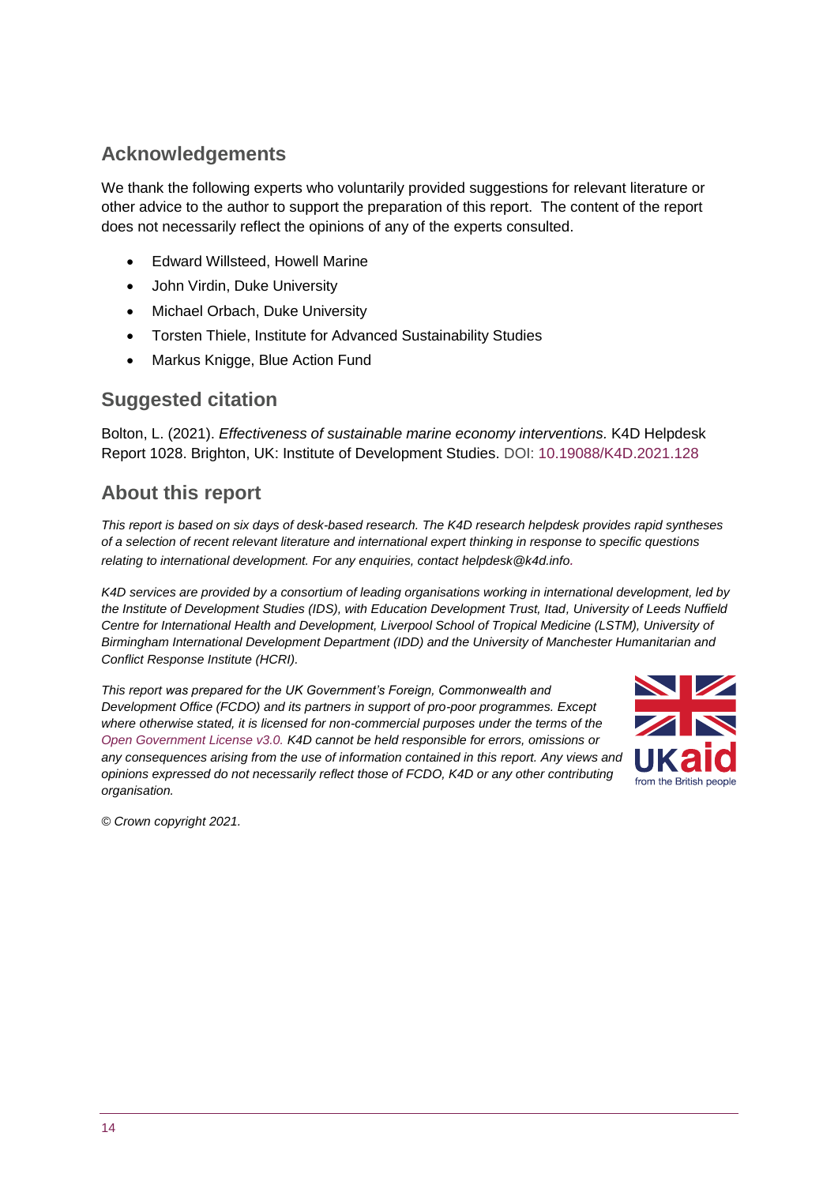## Acknowledgements

We thank the following experts who voluntarily provided suggestions for relevant literature or other advice to the author to support the preparation of this report. The content of the report does not necessarily reflect the opinions of any of the experts consulted.

- Edward Willsteed, Howell Marine
- John Virdin, Duke University
- Michael Orbach, Duke University
- Torsten Thiele, Institute for Advanced Sustainability Studies
- Markus Knigge, Blue Action Fund

## Suggested citation

Bolton, L. (2021). *Effectiveness of sustainable marine economy interventions.* K4D Helpdesk Report 1028. Brighton, UK: Institute of Development Studies. DOI: 10.19088/K4D.2021.128

## About this report

*This report is based on six days of desk-based research. The K4D research helpdesk provides rapid syntheses of a selection of recent relevant literature and international expert thinking in response to specific questions relating to international development. For any enquiries, contact helpdesk@k4d.info.*

*K4D services are provided by a consortium of leading organisations working in international development, led by the Institute of Development Studies (IDS), with Education Development Trust, Itad, University of Leeds Nuffield Centre for International Health and Development, Liverpool School of Tropical Medicine (LSTM), University of Birmingham International Development Department (IDD) and the University of Manchester Humanitarian and Conflict Response Institute (HCRI).*

*This report was prepared for the UK Government's Foreign, Commonwealth and Development Office (FCDO) and its partners in support of pro-poor programmes. Except where otherwise stated, it is licensed for non-commercial purposes under the terms of the Open Government License v3.0. K4D cannot be held responsible for errors, omissions or any consequences arising from the use of information contained in this report. Any views and opinions expressed do not necessarily reflect those of FCDO, K4D or any other contributing organisation.*

UKaid
from the British people

*© Crown copyright 2021.*